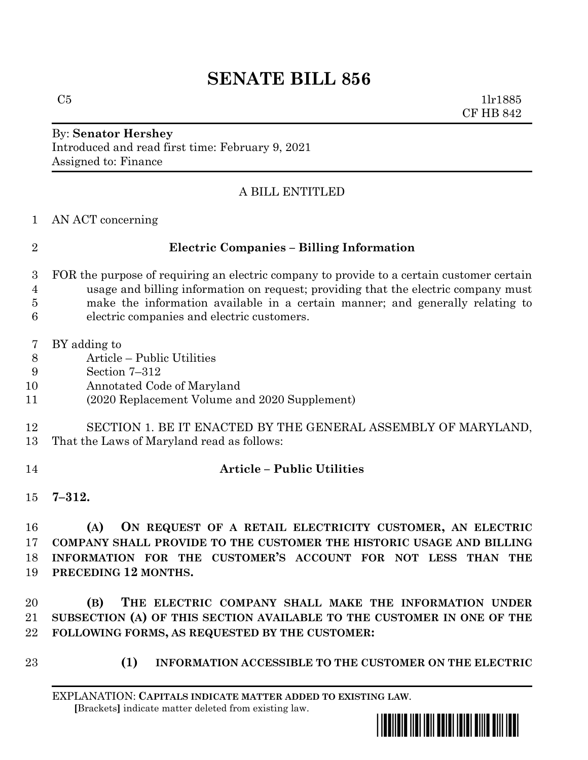# SENATE BILL 856

C5 1lr1885
CF HB 842

By: **Senator Hershey**
Introduced and read first time: February 9, 2021
Assigned to: Finance

A BILL ENTITLED

AN ACT concerning

## Electric Companies – Billing Information

FOR the purpose of requiring an electric company to provide to a certain customer certain usage and billing information on request; providing that the electric company must make the information available in a certain manner; and generally relating to electric companies and electric customers.

BY adding to
Article – Public Utilities
Section 7–312
Annotated Code of Maryland
(2020 Replacement Volume and 2020 Supplement)

SECTION 1. BE IT ENACTED BY THE GENERAL ASSEMBLY OF MARYLAND, That the Laws of Maryland read as follows:

**Article – Public Utilities**

**7–312.**

**(A) ON REQUEST OF A RETAIL ELECTRICITY CUSTOMER, AN ELECTRIC COMPANY SHALL PROVIDE TO THE CUSTOMER THE HISTORIC USAGE AND BILLING INFORMATION FOR THE CUSTOMER'S ACCOUNT FOR NOT LESS THAN THE PRECEDING 12 MONTHS.**

**(B) THE ELECTRIC COMPANY SHALL MAKE THE INFORMATION UNDER SUBSECTION (A) OF THIS SECTION AVAILABLE TO THE CUSTOMER IN ONE OF THE FOLLOWING FORMS, AS REQUESTED BY THE CUSTOMER:**

**(1) INFORMATION ACCESSIBLE TO THE CUSTOMER ON THE ELECTRIC**

EXPLANATION: **CAPITALS INDICATE MATTER ADDED TO EXISTING LAW.**
[Brackets] indicate matter deleted from existing law.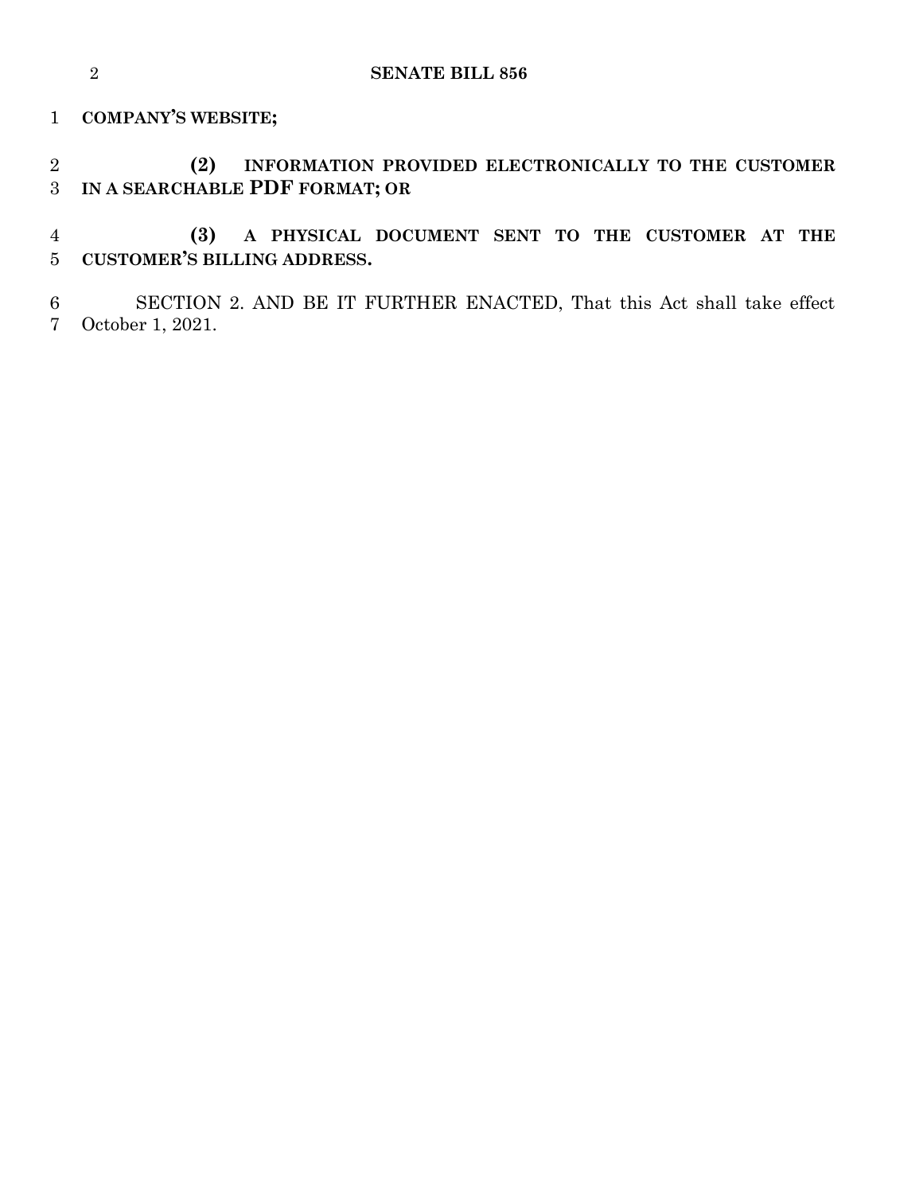**COMPANY'S WEBSITE;**

**(2) INFORMATION PROVIDED ELECTRONICALLY TO THE CUSTOMER IN A SEARCHABLE PDF FORMAT; OR**

**(3) A PHYSICAL DOCUMENT SENT TO THE CUSTOMER AT THE CUSTOMER'S BILLING ADDRESS.**

SECTION 2. AND BE IT FURTHER ENACTED, That this Act shall take effect October 1, 2021.